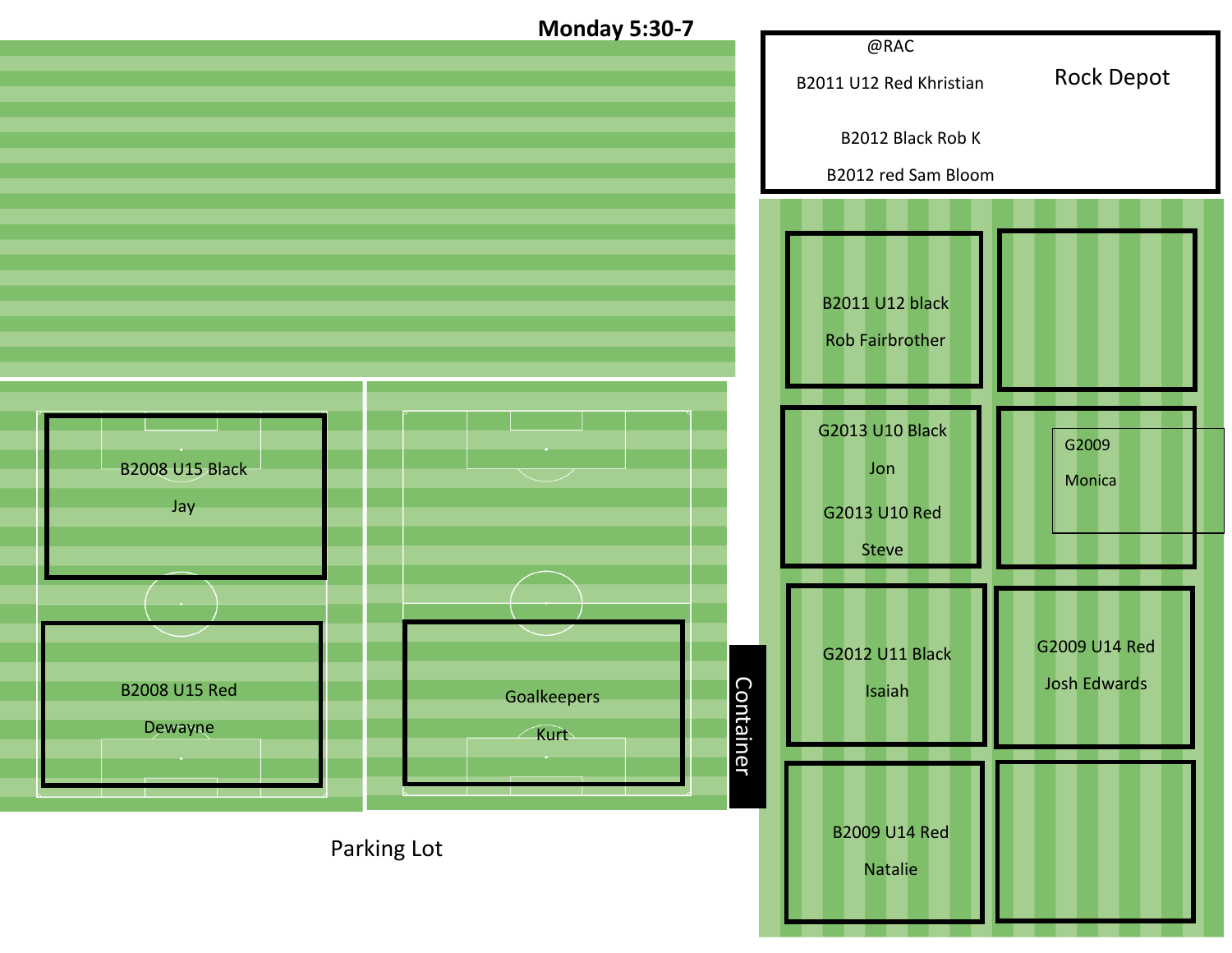# Monday 5:30-7

@RAC

B2011 U12 Red Khristian

B2012 Black Rob K

B2012 red Sam Bloom

Rock Depot

B2011 U12 black

Rob Fairbrother

G2013 U10 Black

Jon

G2013 U10 Red

Steve

G2009

Monica

G2012 U11 Black

Isaiah

G2009 U14 Red

Josh Edwards

B2009 U14 Red

Natalie

B2008 U15 Black

Jay

B2008 U15 Red

Dewayne

Goalkeepers

Kurt

Container

Parking Lot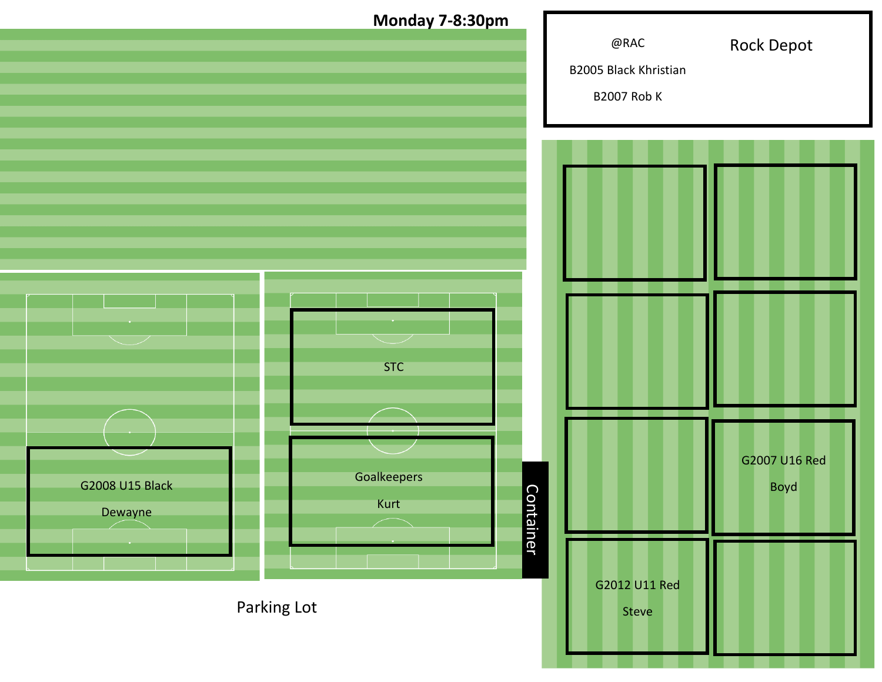## Monday 7-8:30pm

@RAC

B2005 Black Khristian

B2007 Rob K

Rock Depot

G2008 U15 Black

Dewayne

STC

Goalkeepers

Kurt

Container

G2007 U16 Red

Boyd

G2012 U11 Red

Steve

Parking Lot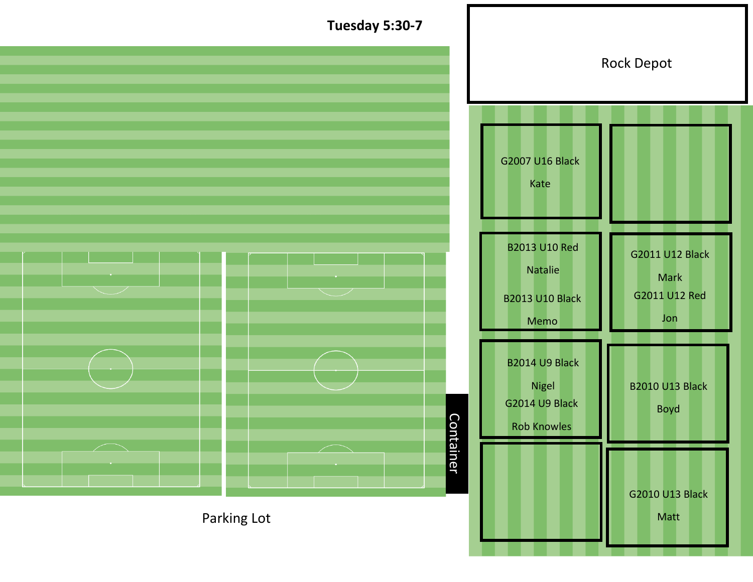## Tuesday 5:30-7

Rock Depot

G2007 U16 Black
Kate

B2013 U10 Red
Natalie
B2013 U10 Black
Memo

G2011 U12 Black
Mark
G2011 U12 Red
Jon

B2014 U9 Black
Nigel
G2014 U9 Black
Rob Knowles

B2010 U13 Black
Boyd

G2010 U13 Black
Matt

Container

Parking Lot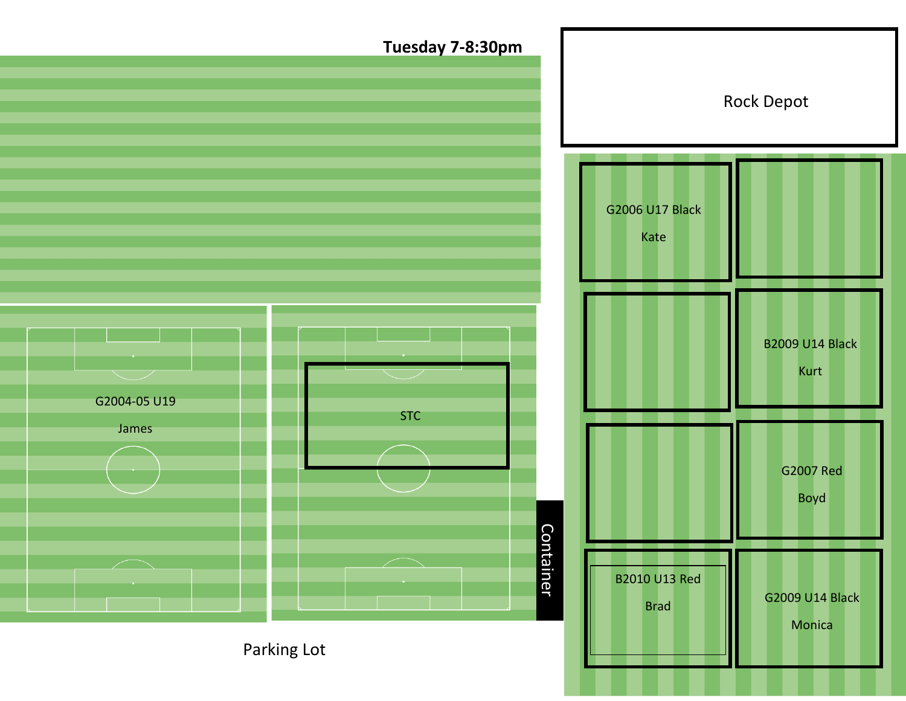**Tuesday 7-8:30pm**

Rock Depot

G2006 U17 Black

Kate

B2009 U14 Black

Kurt

G2004-05 U19

James

STC

G2007 Red

Boyd

Container

B2010 U13 Red

Brad

G2009 U14 Black

Monica

Parking Lot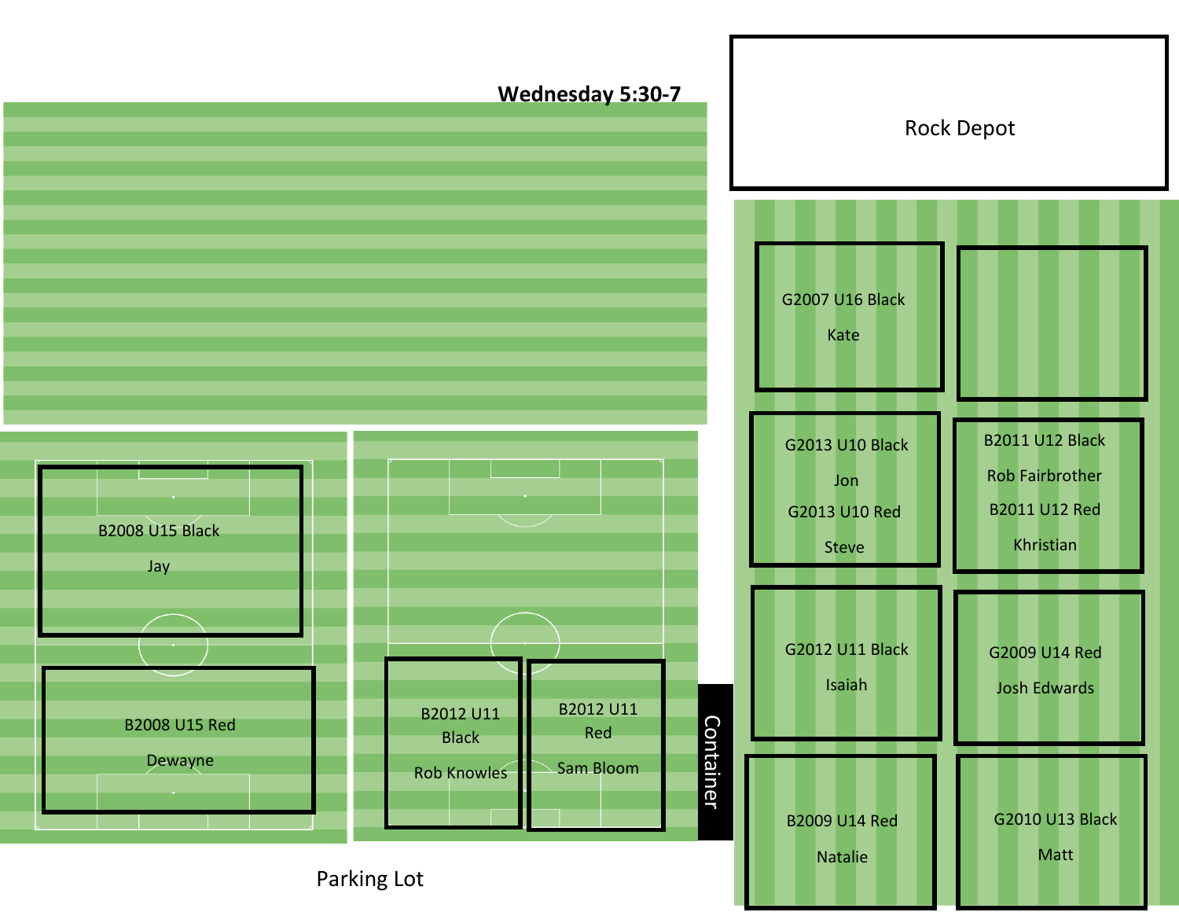## Wednesday 5:30-7

Rock Depot

G2007 U16 Black

Kate

G2013 U10 Black

Jon

G2013 U10 Red

Steve

B2011 U12 Black

Rob Fairbrother

B2011 U12 Red

Khristian

B2008 U15 Black

Jay

B2008 U15 Red

Dewayne

B2012 U11 Black

Rob Knowles

B2012 U11 Red

Sam Bloom

Container

G2012 U11 Black

Isaiah

G2009 U14 Red

Josh Edwards

B2009 U14 Red

Natalie

G2010 U13 Black

Matt

Parking Lot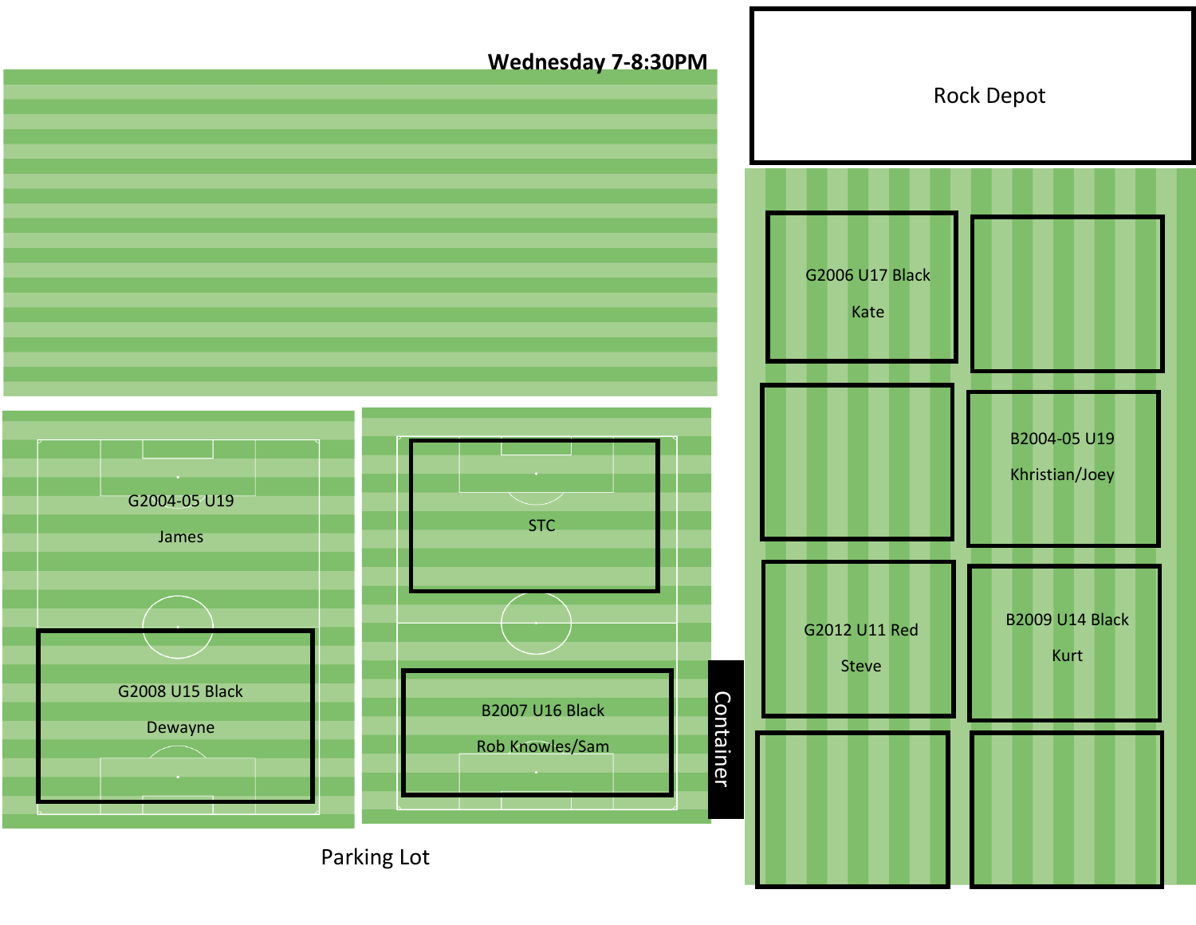# Wednesday 7-8:30PM

Rock Depot

G2006 U17 Black

Kate

B2004-05 U19

Khristian/Joey

G2004-05 U19

James

STC

G2012 U11 Red

Steve

B2009 U14 Black

Kurt

G2008 U15 Black

Dewayne

B2007 U16 Black

Rob Knowles/Sam

Container

Parking Lot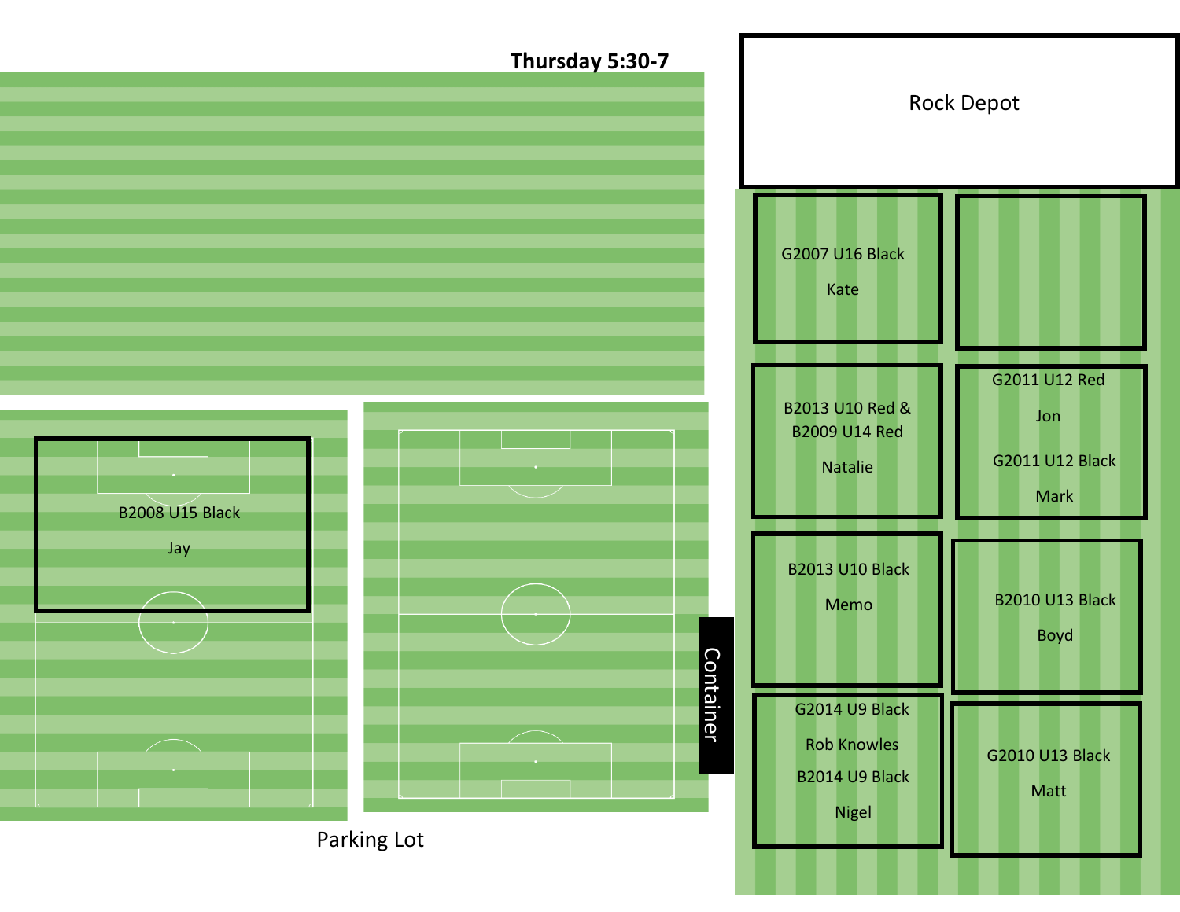## Thursday 5:30-7

Rock Depot

G2007 U16 Black

Kate

B2013 U10 Red &
B2009 U14 Red

Natalie

G2011 U12 Red

Jon

G2011 U12 Black

Mark

B2008 U15 Black

Jay

B2013 U10 Black

Memo

B2010 U13 Black

Boyd

Container

G2014 U9 Black

Rob Knowles

B2014 U9 Black

Nigel

G2010 U13 Black

Matt

Parking Lot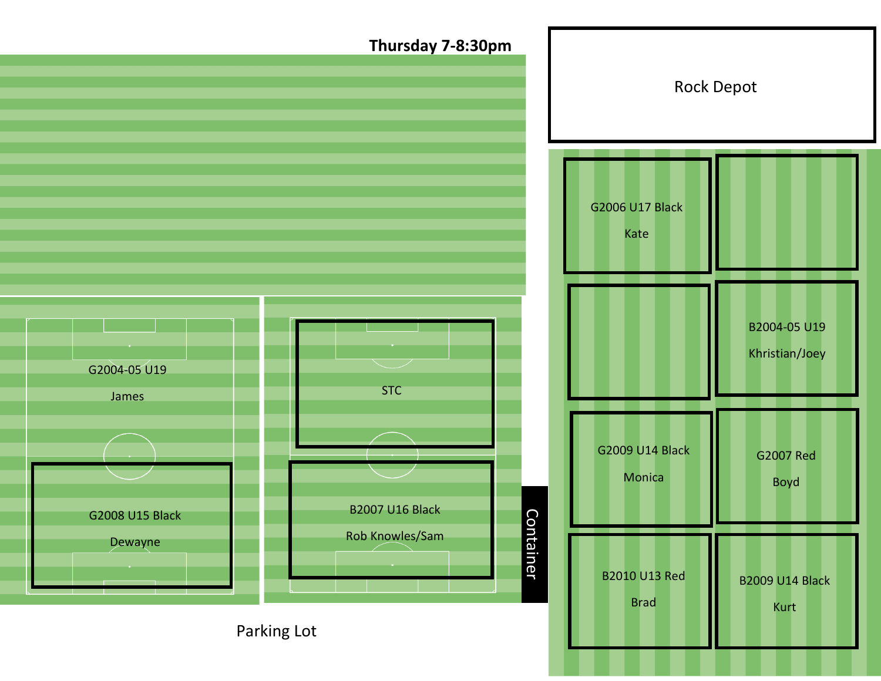**Thursday 7-8:30pm**

Rock Depot

G2006 U17 Black

Kate

G2004-05 U19

James

STC

B2004-05 U19

Khristian/Joey

G2009 U14 Black

Monica

G2007 Red

Boyd

G2008 U15 Black

Dewayne

B2007 U16 Black

Rob Knowles/Sam

Container

B2010 U13 Red

Brad

B2009 U14 Black

Kurt

Parking Lot